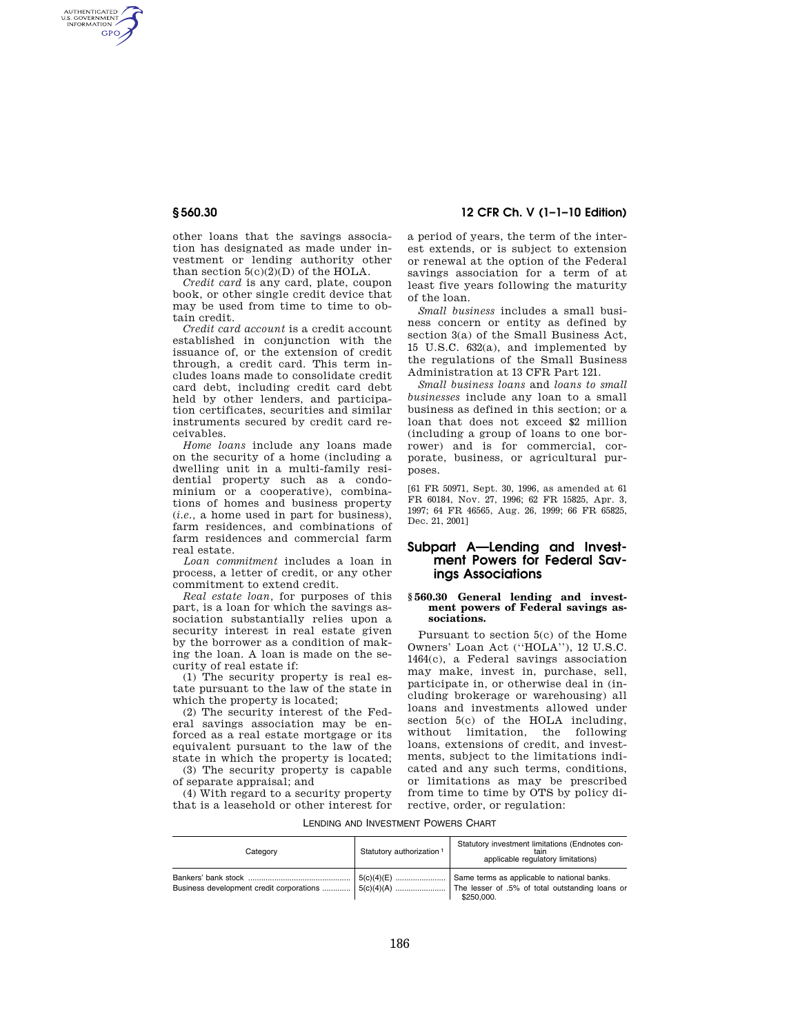other loans that the savings association has designated as made under investment or lending authority other than section 5(c)(2)(D) of the HOLA.

*Credit card* is any card, plate, coupon book, or other single credit device that may be used from time to time to obtain credit.

*Credit card account* is a credit account established in conjunction with the issuance of, or the extension of credit through, a credit card. This term includes loans made to consolidate credit card debt, including credit card debt held by other lenders, and participation certificates, securities and similar instruments secured by credit card receivables.

*Home loans* include any loans made on the security of a home (including a dwelling unit in a multi-family residential property such as a condominium or a cooperative), combinations of homes and business property (*i.e.*, a home used in part for business), farm residences, and combinations of farm residences and commercial farm real estate.

*Loan commitment* includes a loan in process, a letter of credit, or any other commitment to extend credit.

*Real estate loan*, for purposes of this part, is a loan for which the savings association substantially relies upon a security interest in real estate given by the borrower as a condition of making the loan. A loan is made on the security of real estate if:

(1) The security property is real estate pursuant to the law of the state in which the property is located;

(2) The security interest of the Federal savings association may be enforced as a real estate mortgage or its equivalent pursuant to the law of the state in which the property is located;

(3) The security property is capable of separate appraisal; and

(4) With regard to a security property that is a leasehold or other interest for a period of years, the term of the interest extends, or is subject to extension or renewal at the option of the Federal savings association for a term of at least five years following the maturity of the loan.

*Small business* includes a small business concern or entity as defined by section 3(a) of the Small Business Act, 15 U.S.C. 632(a), and implemented by the regulations of the Small Business Administration at 13 CFR Part 121.

*Small business loans* and *loans to small businesses* include any loan to a small business as defined in this section; or a loan that does not exceed $2 million (including a group of loans to one borrower) and is for commercial, corporate, business, or agricultural purposes.

[61 FR 50971, Sept. 30, 1996, as amended at 61 FR 60184, Nov. 27, 1996; 62 FR 15825, Apr. 3, 1997; 64 FR 46565, Aug. 26, 1999; 66 FR 65825, Dec. 21, 2001]

## Subpart A—Lending and Investment Powers for Federal Savings Associations

### § 560.30 General lending and investment powers of Federal savings associations.

Pursuant to section 5(c) of the Home Owners' Loan Act (''HOLA''), 12 U.S.C. 1464(c), a Federal savings association may make, invest in, purchase, sell, participate in, or otherwise deal in (including brokerage or warehousing) all loans and investments allowed under section 5(c) of the HOLA including, without limitation, the following loans, extensions of credit, and investments, subject to the limitations indicated and any such terms, conditions, or limitations as may be prescribed from time to time by OTS by policy directive, order, or regulation:

LENDING AND INVESTMENT POWERS CHART

| Category | Statutory authorization [1] | Statutory investment limitations (Endnotes contain applicable regulatory limitations) |
|---|---|---|
| Bankers' bank stock | 5(c)(4)(E) | Same terms as applicable to national banks. |
| Business development credit corporations | 5(c)(4)(A) | The lesser of .5% of total outstanding loans or $250,000. |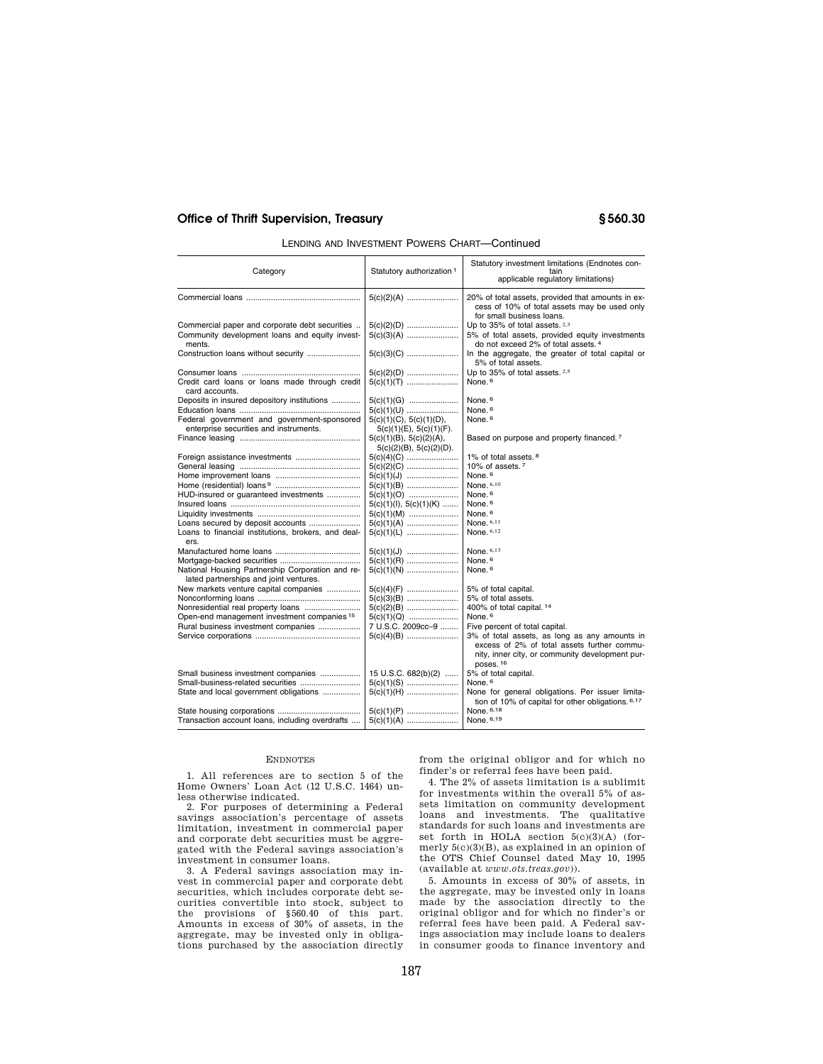LENDING AND INVESTMENT POWERS CHART—Continued

| Category | Statutory authorization [1] | Statutory investment limitations (Endnotes contain applicable regulatory limitations) |
|---|---|---|
| Commercial loans | 5(c)(2)(A) | 20% of total assets, provided that amounts in excess of 10% of total assets may be used only for small business loans. |
| Commercial paper and corporate debt securities | 5(c)(2)(D) | Up to 35% of total assets. [2,3] |
| Community development loans and equity investments. | 5(c)(3)(A) | 5% of total assets, provided equity investments do not exceed 2% of total assets. [4] |
| Construction loans without security | 5(c)(3)(C) | In the aggregate, the greater of total capital or 5% of total assets. |
| Consumer loans | 5(c)(2)(D) | Up to 35% of total assets. [2,5] |
| Credit card loans or loans made through credit card accounts. | 5(c)(1)(T) | None. [6] |
| Deposits in insured depository institutions | 5(c)(1)(G) | None. [6] |
| Education loans | 5(c)(1)(U) | None. [6] |
| Federal government and government-sponsored enterprise securities and instruments. | 5(c)(1)(C), 5(c)(1)(D), 5(c)(1)(E), 5(c)(1)(F). | None. [6] |
| Finance leasing | 5(c)(1)(B), 5(c)(2)(A), 5(c)(2)(B), 5(c)(2)(D). | Based on purpose and property financed. [7] |
| Foreign assistance investments | 5(c)(4)(C) | 1% of total assets. [8] |
| General leasing | 5(c)(2)(C) | 10% of assets. [7] |
| Home improvement loans | 5(c)(1)(J) | None. [6] |
| Home (residential) loans [9] | 5(c)(1)(B) | None. [6,10] |
| HUD-insured or guaranteed investments | 5(c)(1)(O) | None. [6] |
| Insured loans | 5(c)(1)(I), 5(c)(1)(K) | None. [6] |
| Liquidity investments | 5(c)(1)(M) | None. [6] |
| Loans secured by deposit accounts | 5(c)(1)(A) | None. [6,11] |
| Loans to financial institutions, brokers, and dealers. | 5(c)(1)(L) | None. [6,12] |
| Manufactured home loans | 5(c)(1)(J) | None. [6,13] |
| Mortgage-backed securities | 5(c)(1)(R) | None. [6] |
| National Housing Partnership Corporation and related partnerships and joint ventures. | 5(c)(1)(N) | None. [6] |
| New markets venture capital companies | 5(c)(4)(F) | 5% of total capital. |
| Nonconforming loans | 5(c)(3)(B) | 5% of total assets. |
| Nonresidential real property loans | 5(c)(2)(B) | 400% of total capital. [14] |
| Open-end management investment companies [15] | 5(c)(1)(Q) | None. [6] |
| Rural business investment companies | 7 U.S.C. 2009cc–9 | Five percent of total capital. |
| Service corporations | 5(c)(4)(B) | 3% of total assets, as long as any amounts in excess of 2% of total assets further community, inner city, or community development purposes. [16] |
| Small business investment companies | 15 U.S.C. 682(b)(2) | 5% of total capital. |
| Small-business-related securities | 5(c)(1)(S) | None. [6] |
| State and local government obligations | 5(c)(1)(H) | None for general obligations. Per issuer limitation of 10% of capital for other obligations. [6,17] |
| State housing corporations | 5(c)(1)(P) | None. [6,18] |
| Transaction account loans, including overdrafts | 5(c)(1)(A) | None. [6,19] |

ENDNOTES

1. All references are to section 5 of the Home Owners' Loan Act (12 U.S.C. 1464) unless otherwise indicated.

2. For purposes of determining a Federal savings association's percentage of assets limitation, investment in commercial paper and corporate debt securities must be aggregated with the Federal savings association's investment in consumer loans.

3. A Federal savings association may invest in commercial paper and corporate debt securities, which includes corporate debt securities convertible into stock, subject to the provisions of §560.40 of this part. Amounts in excess of 30% of assets, in the aggregate, may be invested only in obligations purchased by the association directly from the original obligor and for which no finder's or referral fees have been paid.

4. The 2% of assets limitation is a sublimit for investments within the overall 5% of assets limitation on community development loans and investments. The qualitative standards for such loans and investments are set forth in HOLA section 5(c)(3)(A) (formerly 5(c)(3)(B), as explained in an opinion of the OTS Chief Counsel dated May 10, 1995 (available at *www.ots.treas.gov*)).

5. Amounts in excess of 30% of assets, in the aggregate, may be invested only in loans made by the association directly to the original obligor and for which no finder's or referral fees have been paid. A Federal savings association may include loans to dealers in consumer goods to finance inventory and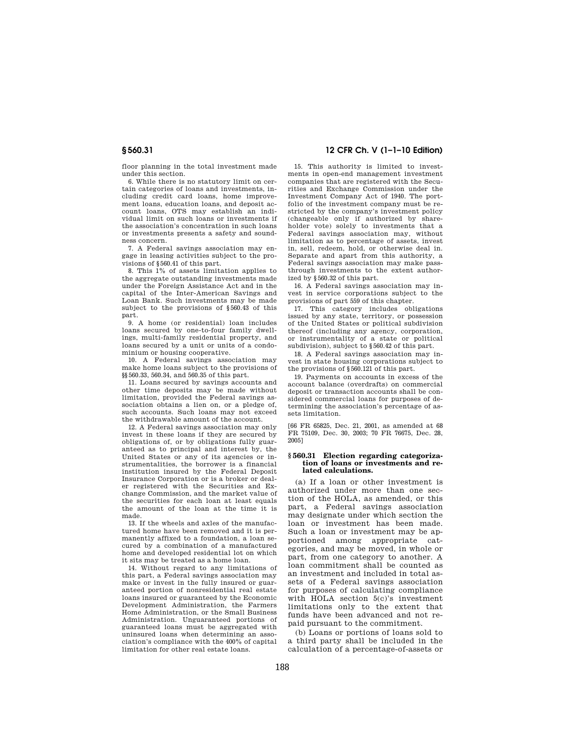floor planning in the total investment made under this section.

6. While there is no statutory limit on certain categories of loans and investments, including credit card loans, home improvement loans, education loans, and deposit account loans, OTS may establish an individual limit on such loans or investments if the association's concentration in such loans or investments presents a safety and soundness concern.

7. A Federal savings association may engage in leasing activities subject to the provisions of §560.41 of this part.

8. This 1% of assets limitation applies to the aggregate outstanding investments made under the Foreign Assistance Act and in the capital of the Inter-American Savings and Loan Bank. Such investments may be made subject to the provisions of §560.43 of this part.

9. A home (or residential) loan includes loans secured by one-to-four family dwellings, multi-family residential property, and loans secured by a unit or units of a condominium or housing cooperative.

10. A Federal savings association may make home loans subject to the provisions of §§560.33, 560.34, and 560.35 of this part.

11. Loans secured by savings accounts and other time deposits may be made without limitation, provided the Federal savings association obtains a lien on, or a pledge of, such accounts. Such loans may not exceed the withdrawable amount of the account.

12. A Federal savings association may only invest in these loans if they are secured by obligations of, or by obligations fully guaranteed as to principal and interest by, the United States or any of its agencies or instrumentalities, the borrower is a financial institution insured by the Federal Deposit Insurance Corporation or is a broker or dealer registered with the Securities and Exchange Commission, and the market value of the securities for each loan at least equals the amount of the loan at the time it is made.

13. If the wheels and axles of the manufactured home have been removed and it is permanently affixed to a foundation, a loan secured by a combination of a manufactured home and developed residential lot on which it sits may be treated as a home loan.

14. Without regard to any limitations of this part, a Federal savings association may make or invest in the fully insured or guaranteed portion of nonresidential real estate loans insured or guaranteed by the Economic Development Administration, the Farmers Home Administration, or the Small Business Administration. Unguaranteed portions of guaranteed loans must be aggregated with uninsured loans when determining an association's compliance with the 400% of capital limitation for other real estate loans.

15. This authority is limited to investments in open-end management investment companies that are registered with the Securities and Exchange Commission under the Investment Company Act of 1940. The portfolio of the investment company must be restricted by the company's investment policy (changeable only if authorized by shareholder vote) solely to investments that a Federal savings association may, without limitation as to percentage of assets, invest in, sell, redeem, hold, or otherwise deal in. Separate and apart from this authority, a Federal savings association may make pass-through investments to the extent authorized by §560.32 of this part.

16. A Federal savings association may invest in service corporations subject to the provisions of part 559 of this chapter.

17. This category includes obligations issued by any state, territory, or possession of the United States or political subdivision thereof (including any agency, corporation, or instrumentality of a state or political subdivision), subject to §560.42 of this part.

18. A Federal savings association may invest in state housing corporations subject to the provisions of §560.121 of this part.

19. Payments on accounts in excess of the account balance (overdrafts) on commercial deposit or transaction accounts shall be considered commercial loans for purposes of determining the association's percentage of assets limitation.

[66 FR 65825, Dec. 21, 2001, as amended at 68 FR 75109, Dec. 30, 2003; 70 FR 76675, Dec. 28, 2005]

### §560.31 Election regarding categorization of loans or investments and related calculations.

(a) If a loan or other investment is authorized under more than one section of the HOLA, as amended, or this part, a Federal savings association may designate under which section the loan or investment has been made. Such a loan or investment may be apportioned among appropriate categories, and may be moved, in whole or part, from one category to another. A loan commitment shall be counted as an investment and included in total assets of a Federal savings association for purposes of calculating compliance with HOLA section 5(c)'s investment limitations only to the extent that funds have been advanced and not repaid pursuant to the commitment.

(b) Loans or portions of loans sold to a third party shall be included in the calculation of a percentage-of-assets or